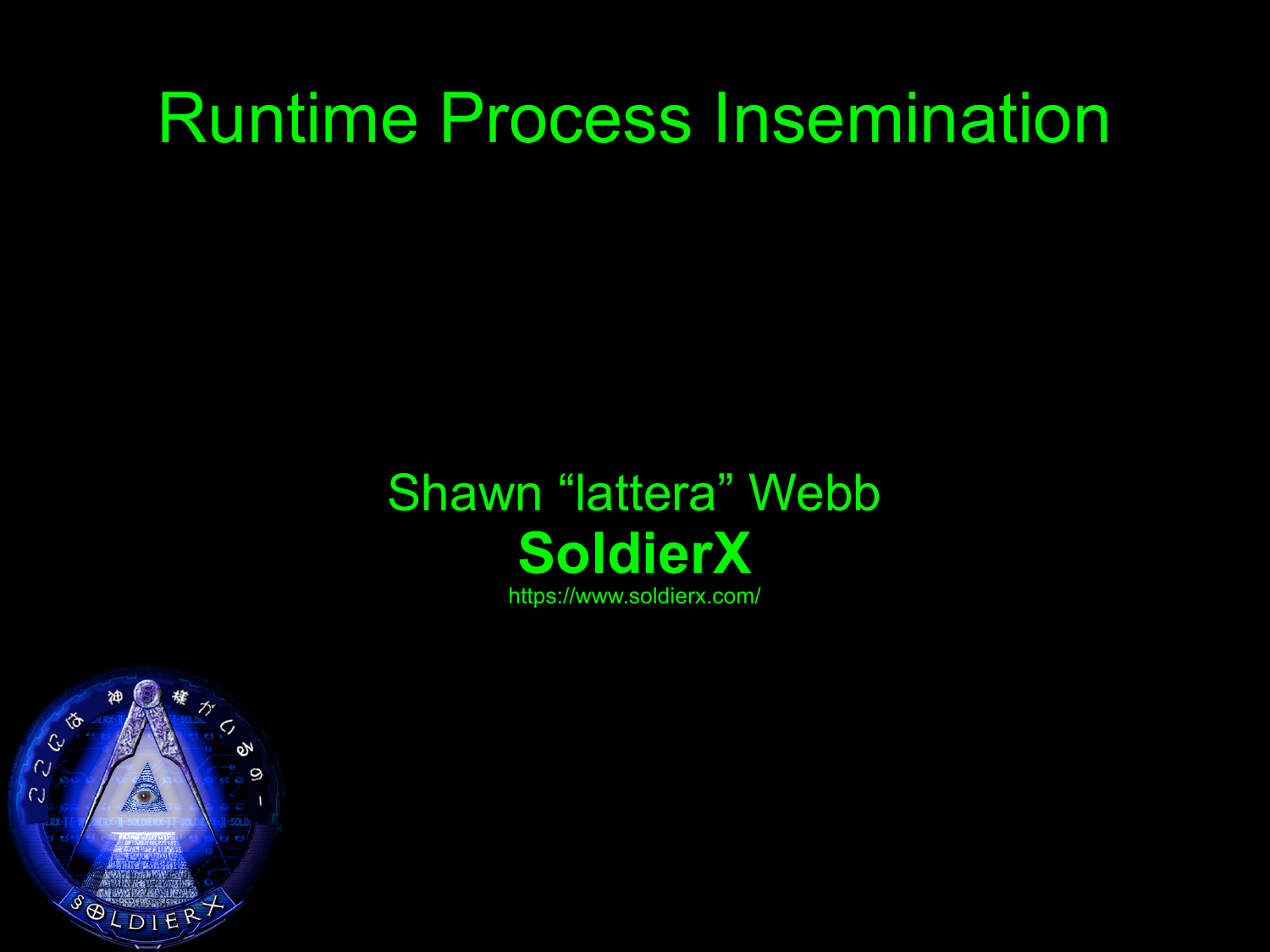# Runtime Process Insemination

Shawn “lattera” Webb

**SoldierX**

https://www.soldierx.com/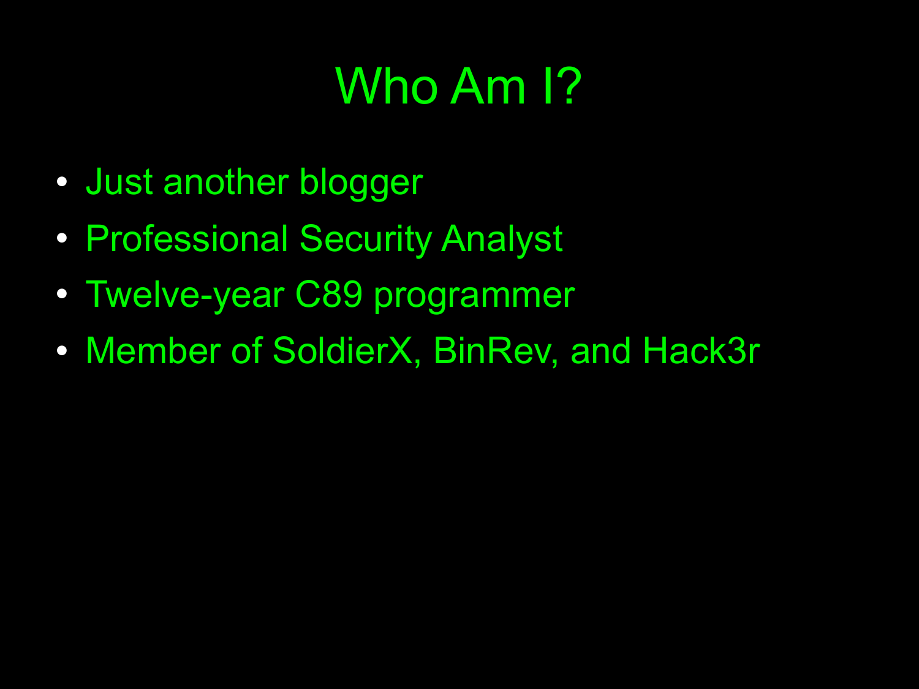# Who Am I?

- Just another blogger
- Professional Security Analyst
- Twelve-year C89 programmer
- Member of SoldierX, BinRev, and Hack3r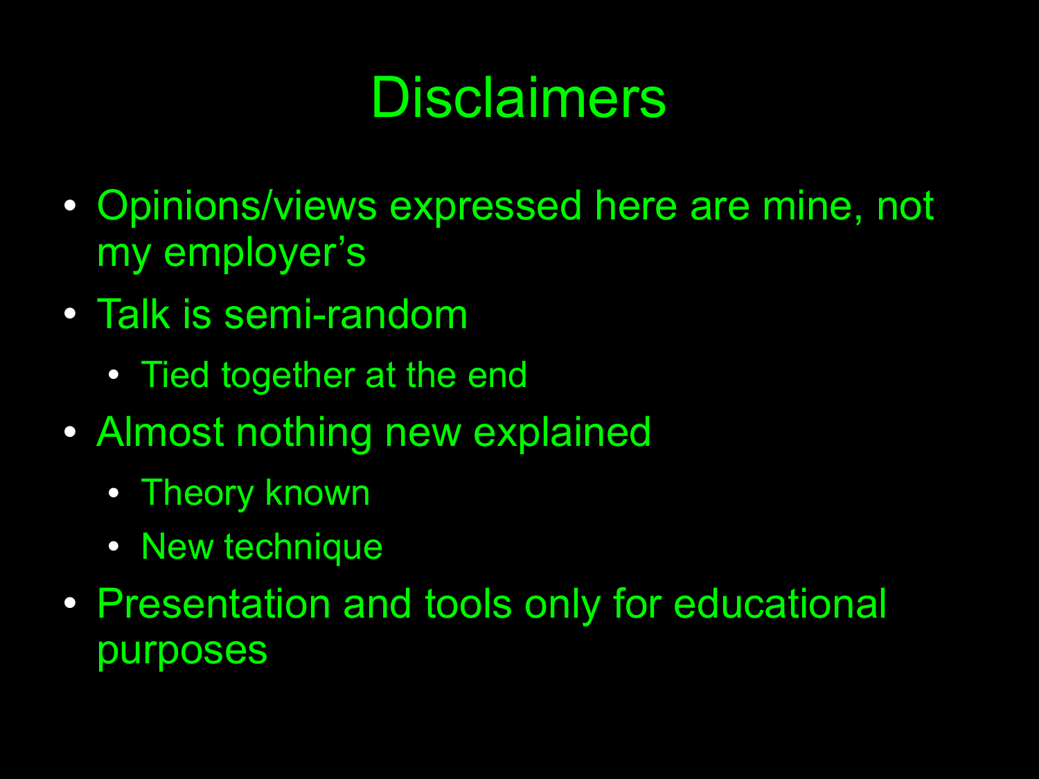# Disclaimers

- Opinions/views expressed here are mine, not my employer's
- Talk is semi-random
  - Tied together at the end
- Almost nothing new explained
  - Theory known
  - New technique
- Presentation and tools only for educational purposes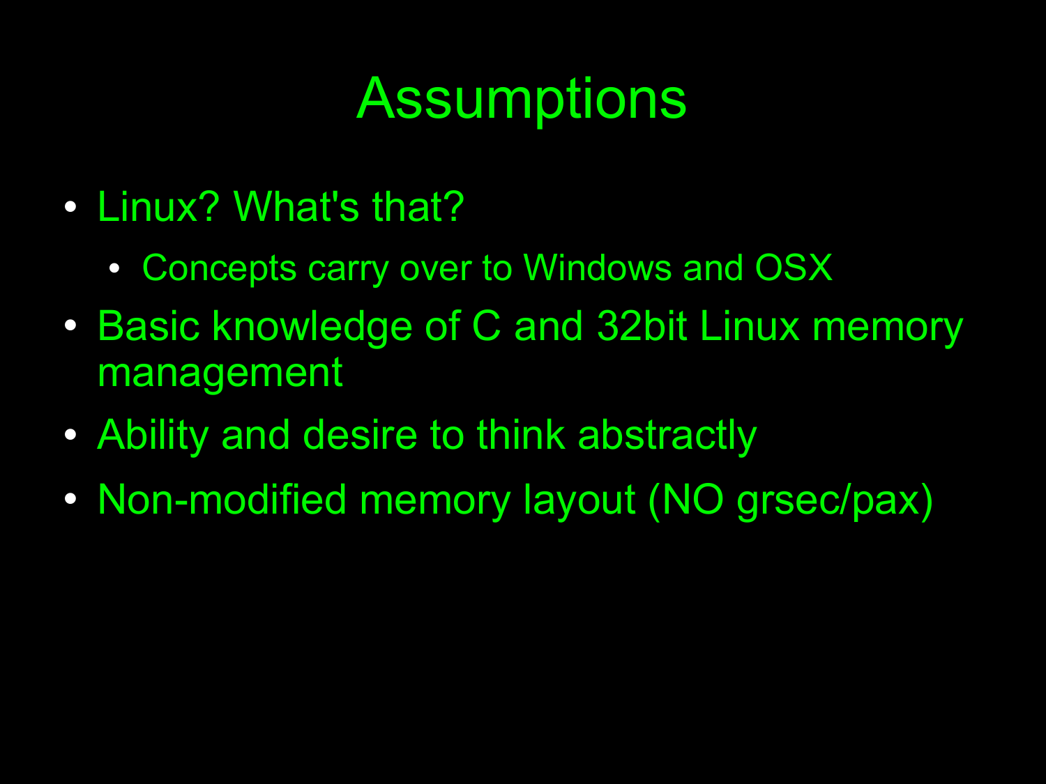# Assumptions

- Linux? What's that?
  - Concepts carry over to Windows and OSX
- Basic knowledge of C and 32bit Linux memory management
- Ability and desire to think abstractly
- Non-modified memory layout (NO grsec/pax)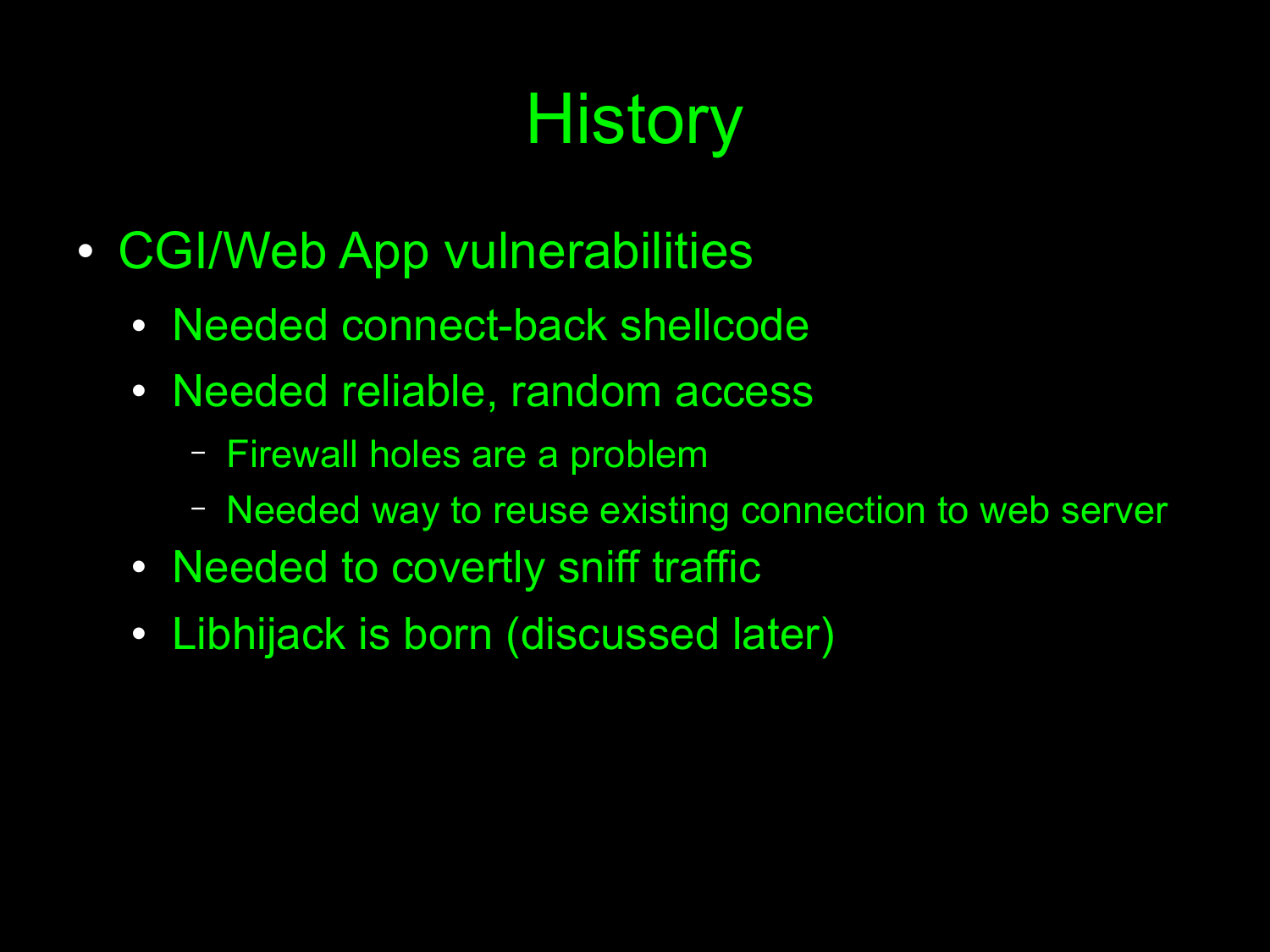# History

- CGI/Web App vulnerabilities
  - Needed connect-back shellcode
  - Needed reliable, random access
    - Firewall holes are a problem
    - Needed way to reuse existing connection to web server
  - Needed to covertly sniff traffic
  - Libhijack is born (discussed later)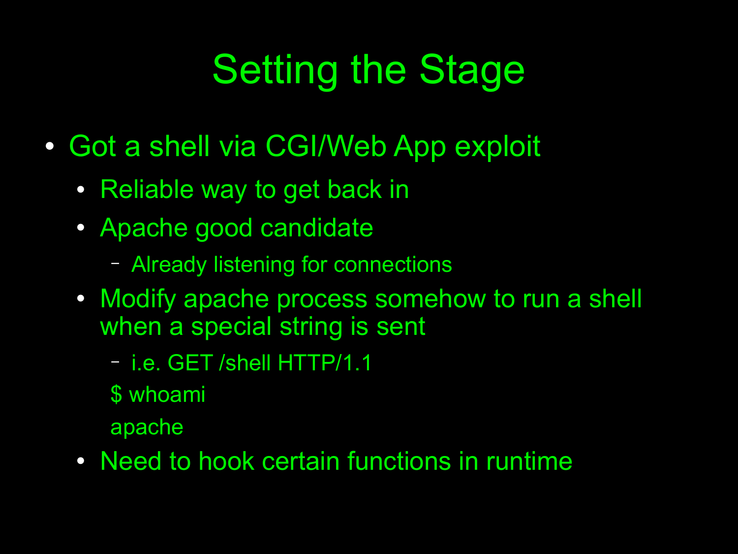# Setting the Stage

- Got a shell via CGI/Web App exploit
  - Reliable way to get back in
  - Apache good candidate
    - Already listening for connections
  - Modify apache process somehow to run a shell when a special string is sent
    - i.e. GET /shell HTTP/1.1

    ```
    $ whoami
    apache
    ```
  - Need to hook certain functions in runtime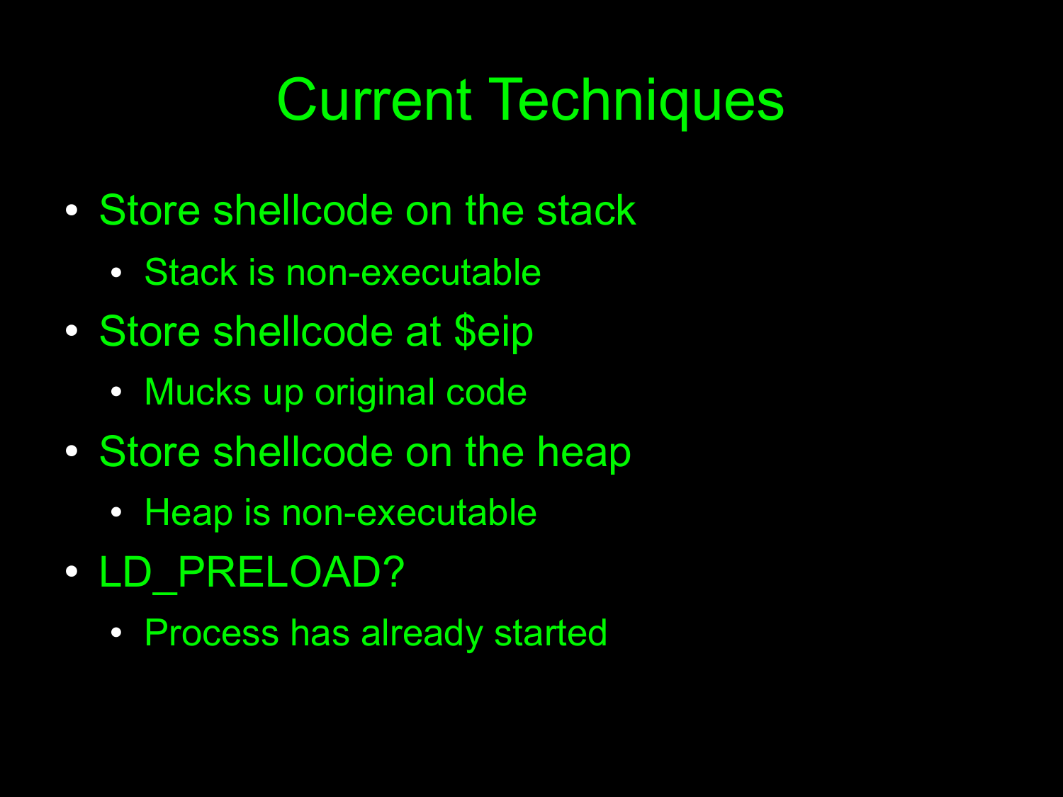# Current Techniques

- Store shellcode on the stack
  - Stack is non-executable
- Store shellcode at $eip
  - Mucks up original code
- Store shellcode on the heap
  - Heap is non-executable
- LD_PRELOAD?
  - Process has already started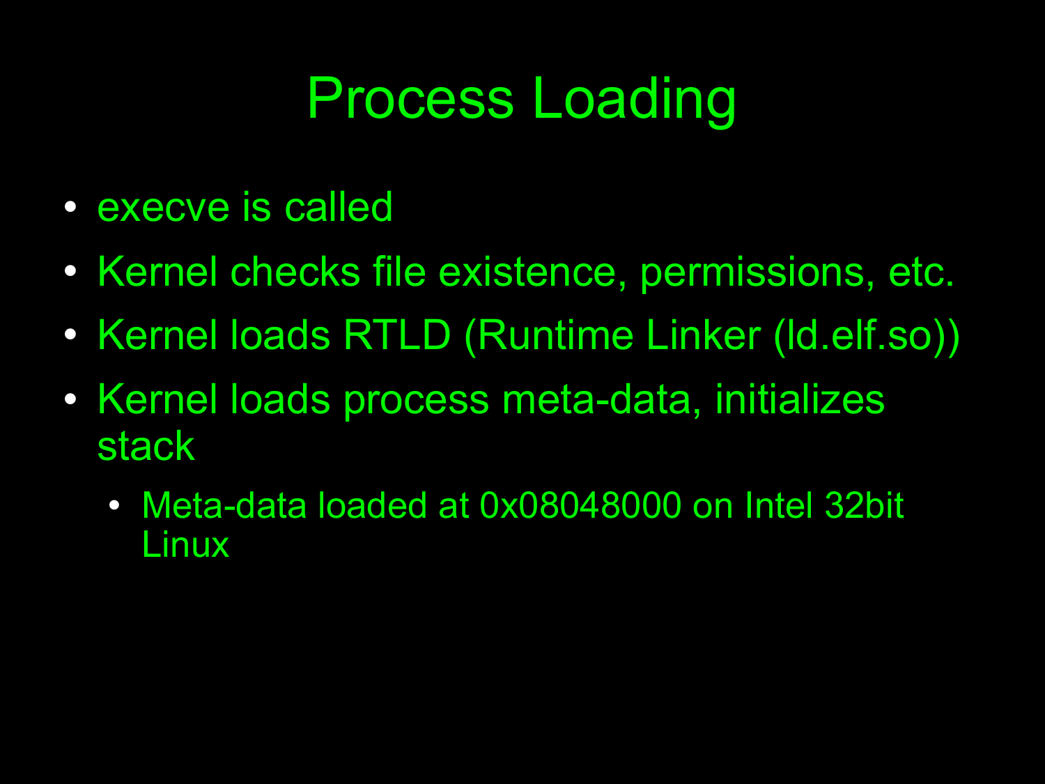# Process Loading

- execve is called
- Kernel checks file existence, permissions, etc.
- Kernel loads RTLD (Runtime Linker (ld.elf.so))
- Kernel loads process meta-data, initializes stack
  - Meta-data loaded at 0x08048000 on Intel 32bit Linux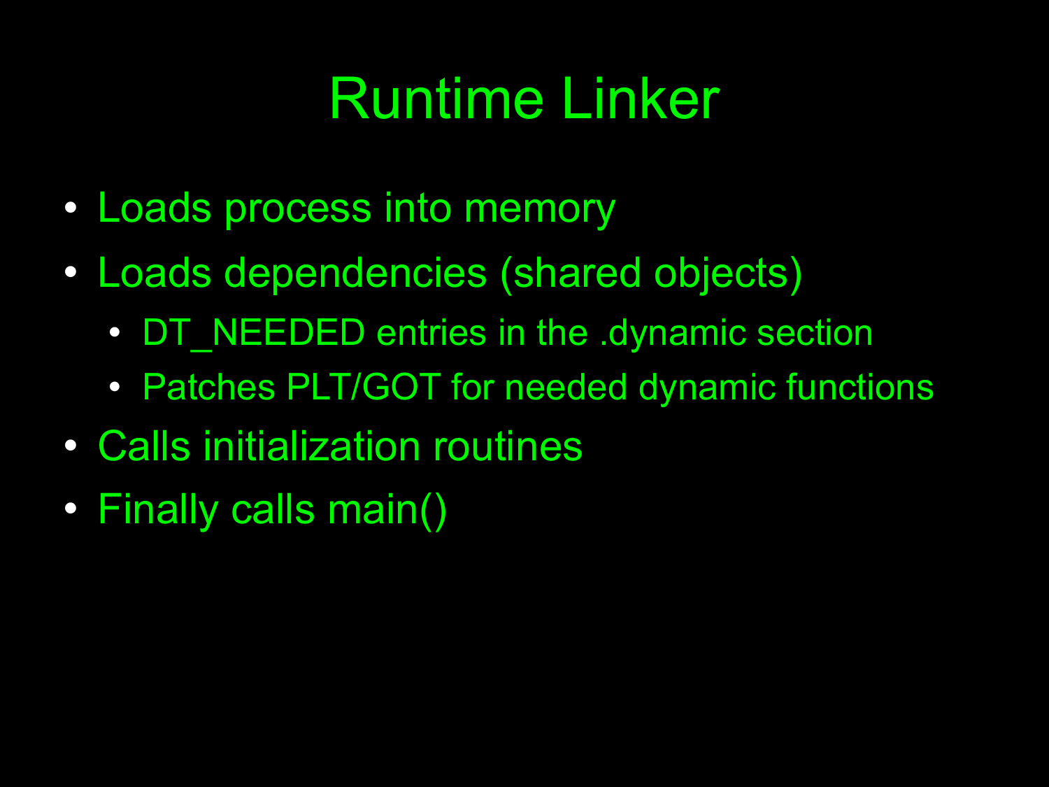# Runtime Linker

- Loads process into memory
- Loads dependencies (shared objects)
  - DT_NEEDED entries in the .dynamic section
  - Patches PLT/GOT for needed dynamic functions
- Calls initialization routines
- Finally calls main()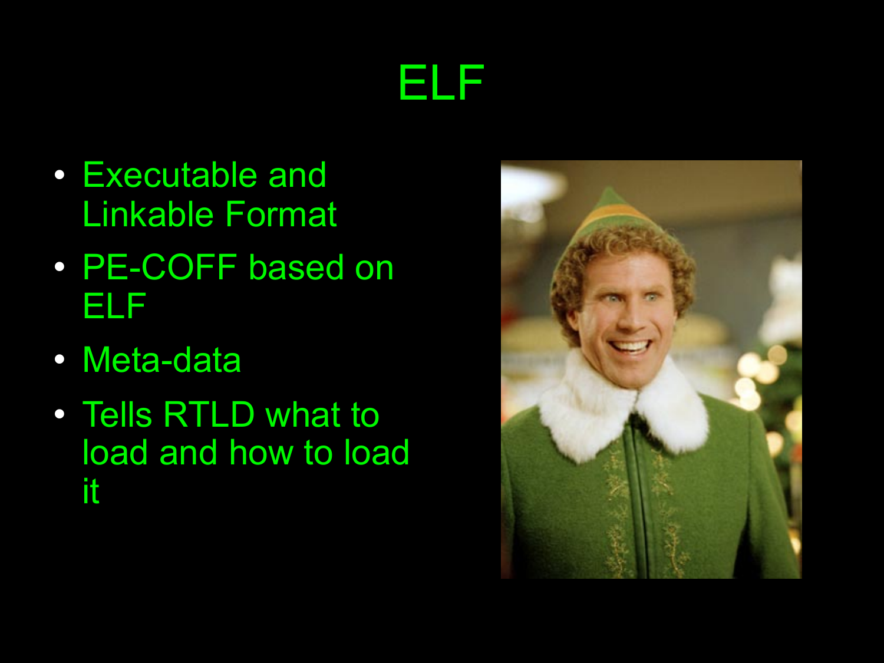# ELF

- Executable and Linkable Format
- PE-COFF based on ELF
- Meta-data
- Tells RTLD what to load and how to load it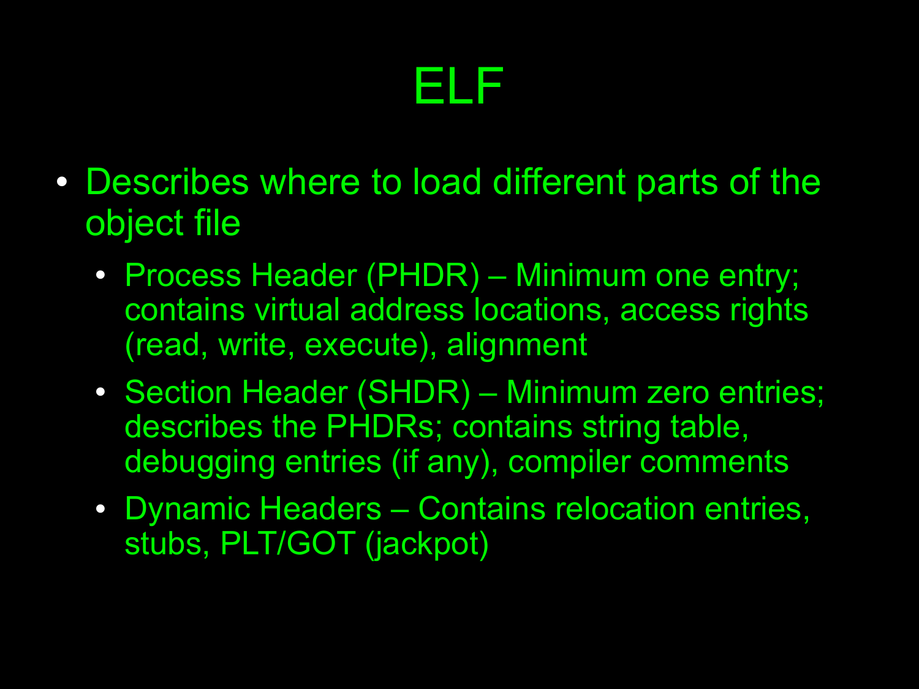# ELF

- Describes where to load different parts of the object file
  - Process Header (PHDR) – Minimum one entry; contains virtual address locations, access rights (read, write, execute), alignment
  - Section Header (SHDR) – Minimum zero entries; describes the PHDRs; contains string table, debugging entries (if any), compiler comments
  - Dynamic Headers – Contains relocation entries, stubs, PLT/GOT (jackpot)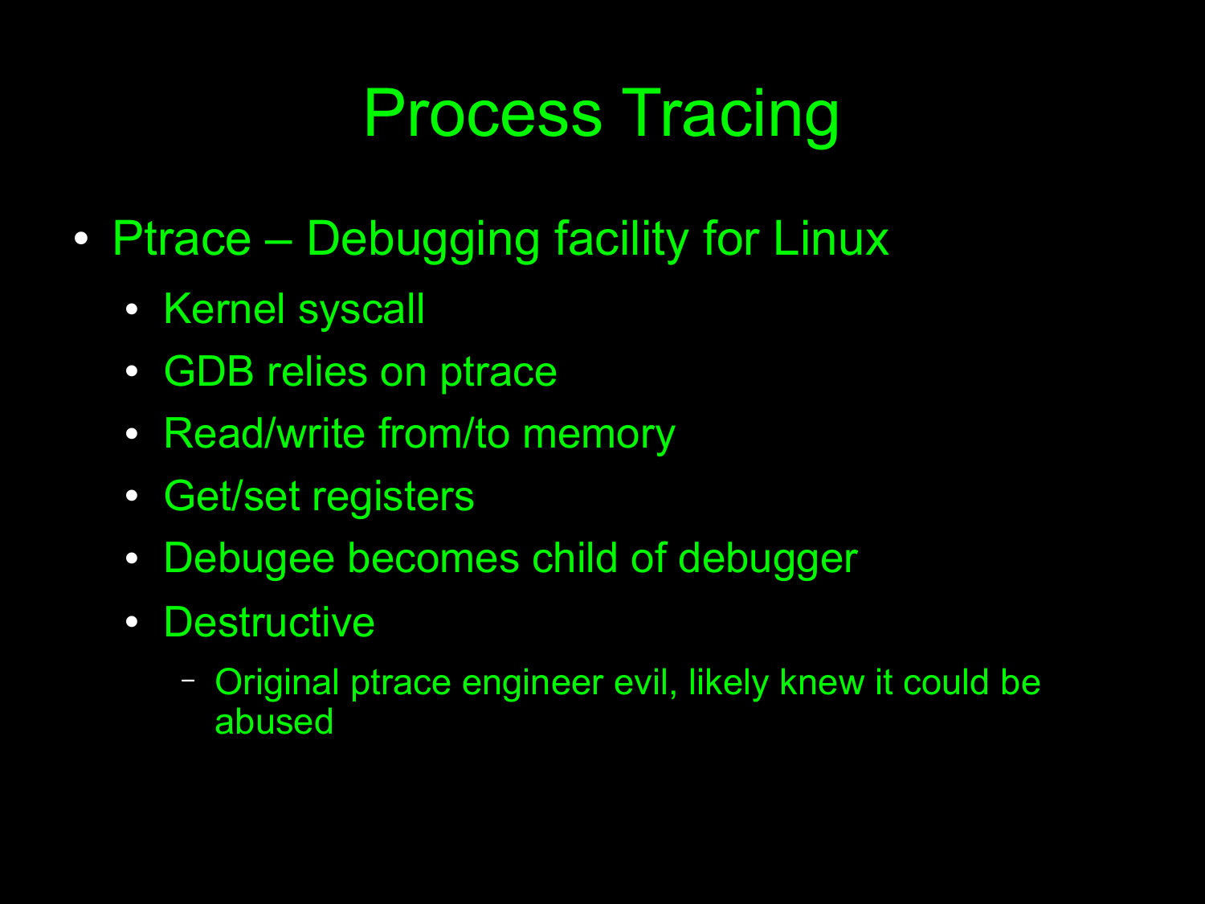# Process Tracing

- Ptrace – Debugging facility for Linux
  - Kernel syscall
  - GDB relies on ptrace
  - Read/write from/to memory
  - Get/set registers
  - Debugee becomes child of debugger
  - Destructive
    - Original ptrace engineer evil, likely knew it could be abused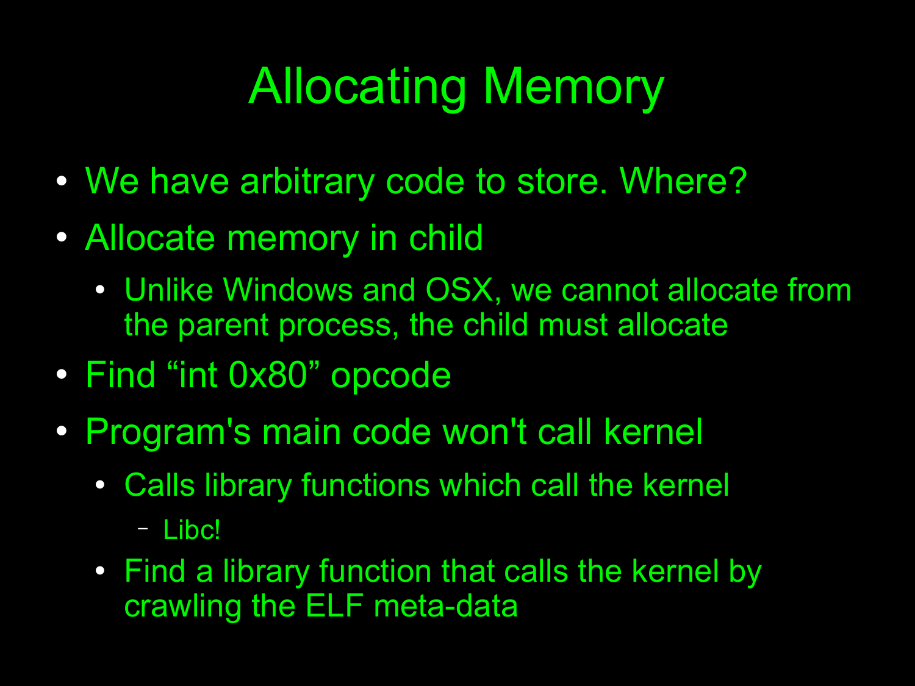# Allocating Memory

- We have arbitrary code to store. Where?
- Allocate memory in child
  - Unlike Windows and OSX, we cannot allocate from the parent process, the child must allocate
- Find “int 0x80” opcode
- Program's main code won't call kernel
  - Calls library functions which call the kernel
    - Libc!
  - Find a library function that calls the kernel by crawling the ELF meta-data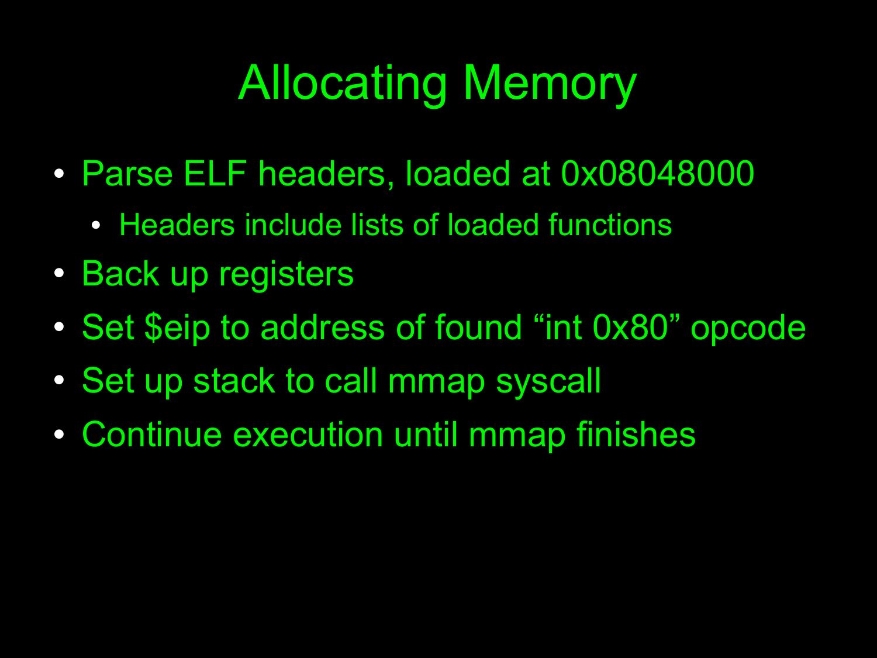# Allocating Memory

- Parse ELF headers, loaded at 0x08048000
  - Headers include lists of loaded functions
- Back up registers
- Set $eip to address of found “int 0x80” opcode
- Set up stack to call mmap syscall
- Continue execution until mmap finishes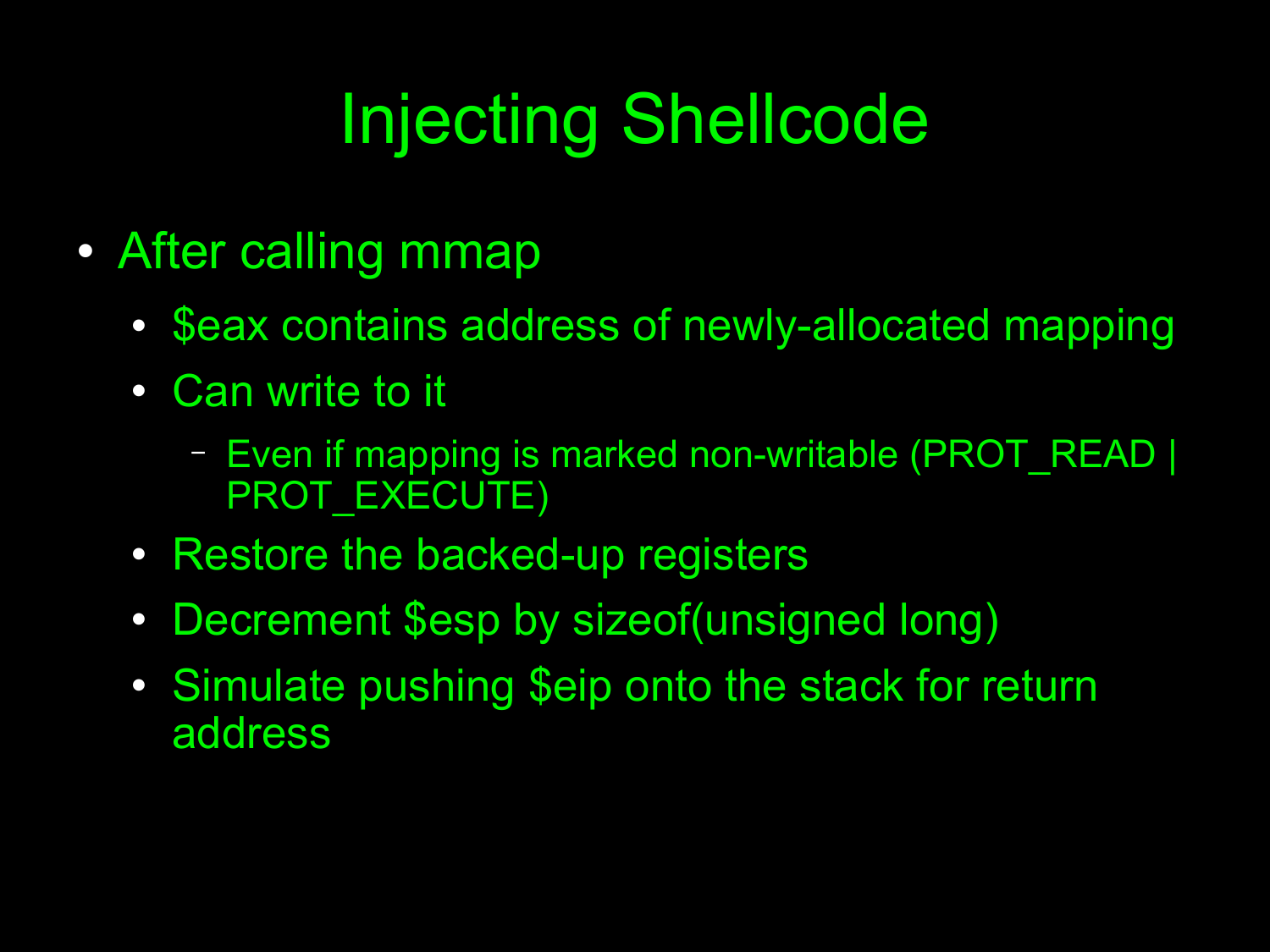# Injecting Shellcode

- After calling mmap
  - $eax contains address of newly-allocated mapping
  - Can write to it
    - Even if mapping is marked non-writable (PROT_READ | PROT_EXECUTE)
  - Restore the backed-up registers
  - Decrement $esp by sizeof(unsigned long)
  - Simulate pushing $eip onto the stack for return address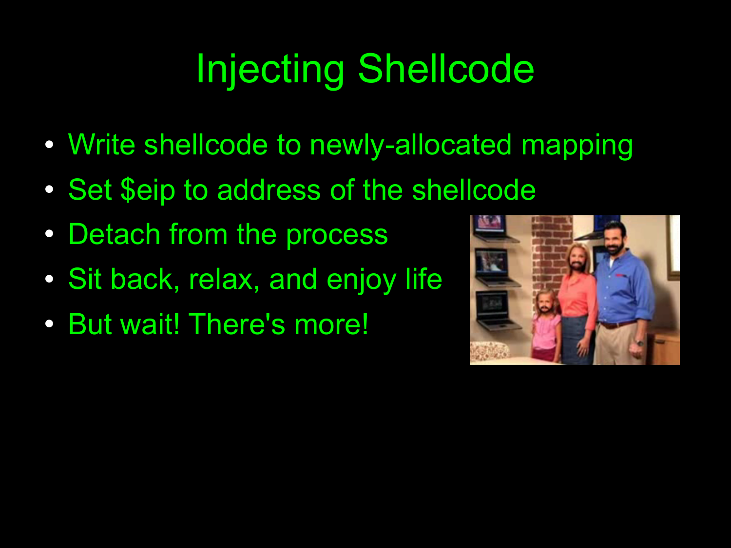# Injecting Shellcode

- Write shellcode to newly-allocated mapping
- Set $eip to address of the shellcode
- Detach from the process
- Sit back, relax, and enjoy life
- But wait! There's more!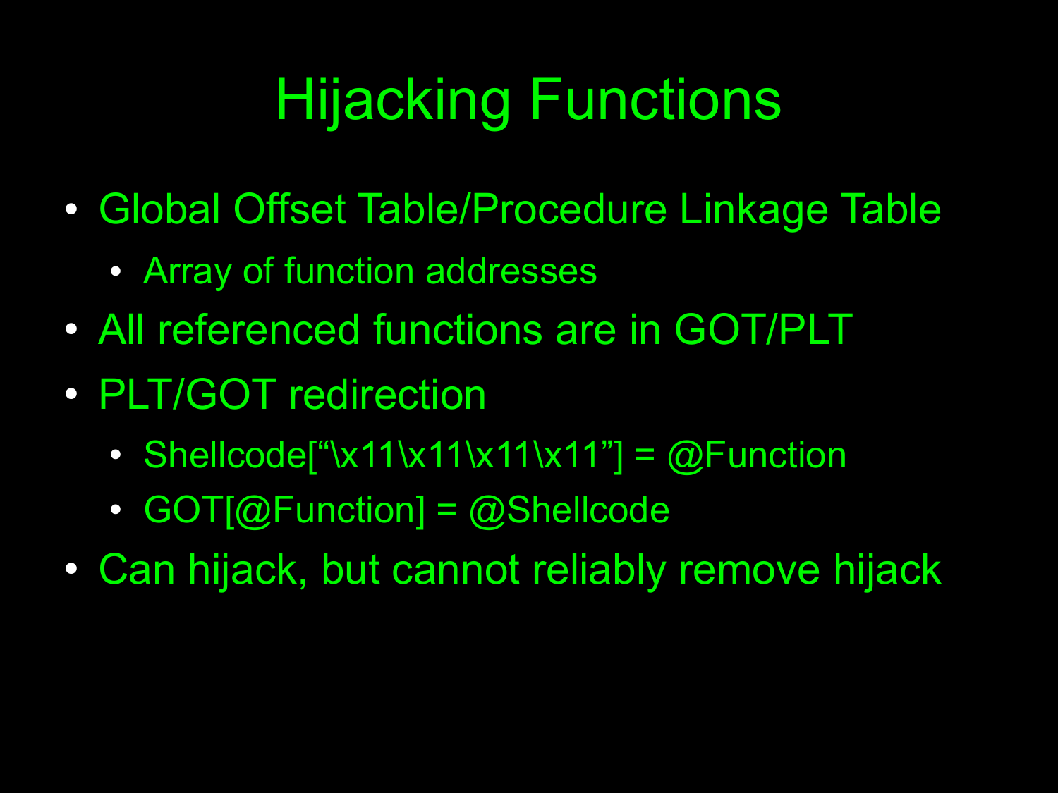# Hijacking Functions

- Global Offset Table/Procedure Linkage Table
  - Array of function addresses
- All referenced functions are in GOT/PLT
- PLT/GOT redirection
  - Shellcode[“\x11\x11\x11\x11”] = @Function
  - GOT[@Function] = @Shellcode
- Can hijack, but cannot reliably remove hijack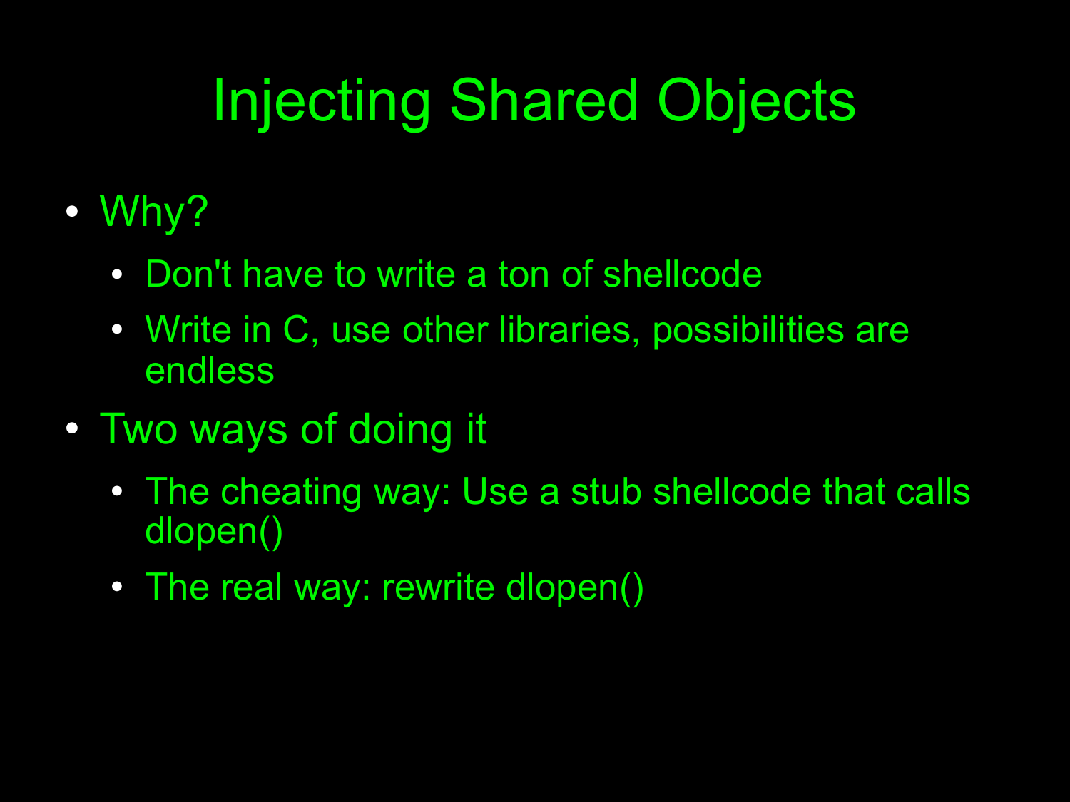# Injecting Shared Objects

- Why?
  - Don't have to write a ton of shellcode
  - Write in C, use other libraries, possibilities are endless
- Two ways of doing it
  - The cheating way: Use a stub shellcode that calls dlopen()
  - The real way: rewrite dlopen()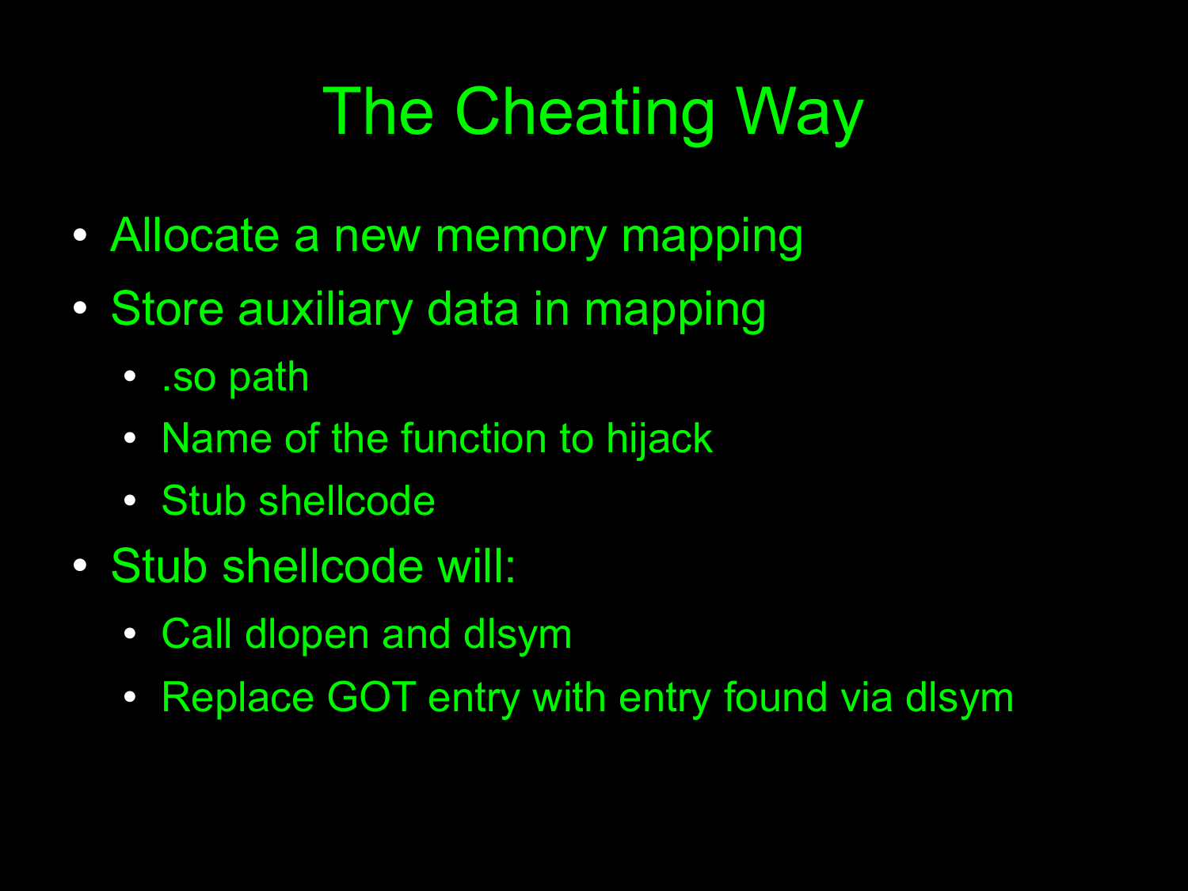# The Cheating Way

- Allocate a new memory mapping
- Store auxiliary data in mapping
  - .so path
  - Name of the function to hijack
  - Stub shellcode
- Stub shellcode will:
  - Call dlopen and dlsym
  - Replace GOT entry with entry found via dlsym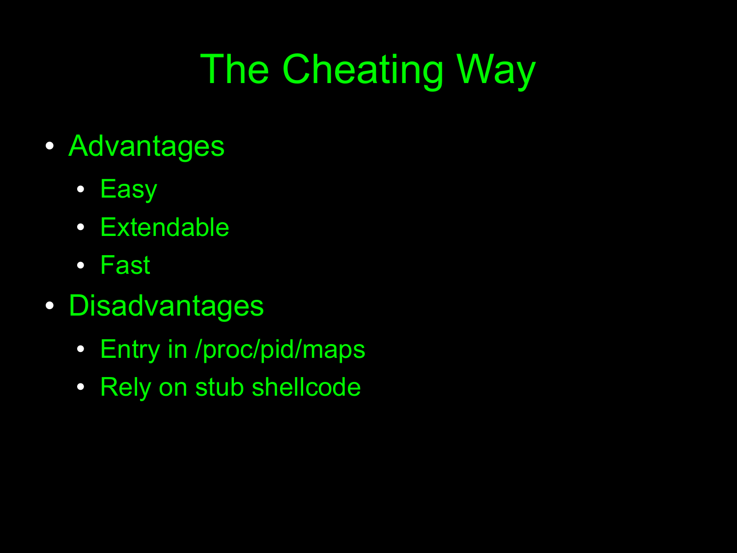# The Cheating Way

- Advantages
  - Easy
  - Extendable
  - Fast
- Disadvantages
  - Entry in /proc/pid/maps
  - Rely on stub shellcode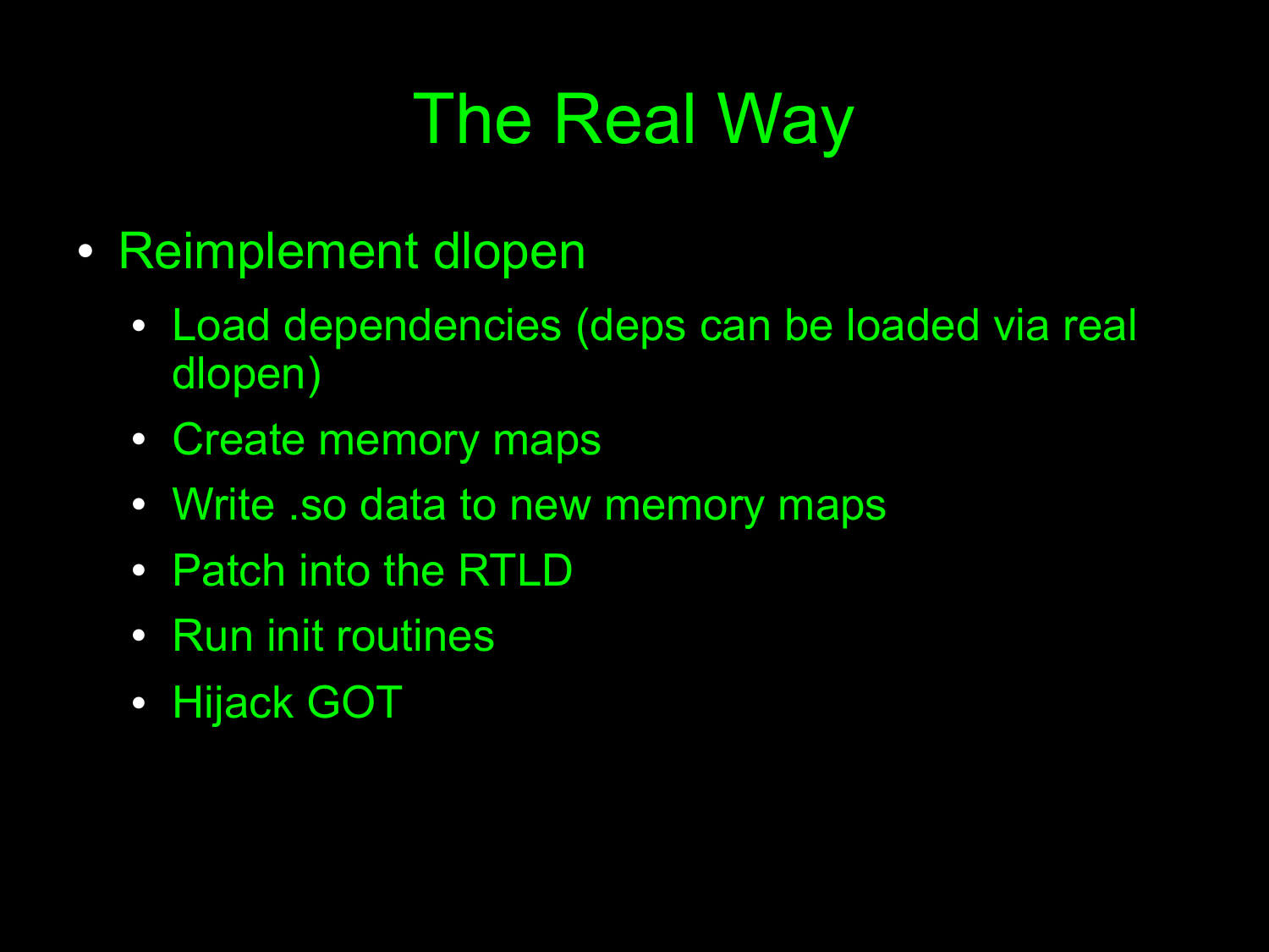# The Real Way

- Reimplement dlopen
  - Load dependencies (deps can be loaded via real dlopen)
  - Create memory maps
  - Write .so data to new memory maps
  - Patch into the RTLD
  - Run init routines
  - Hijack GOT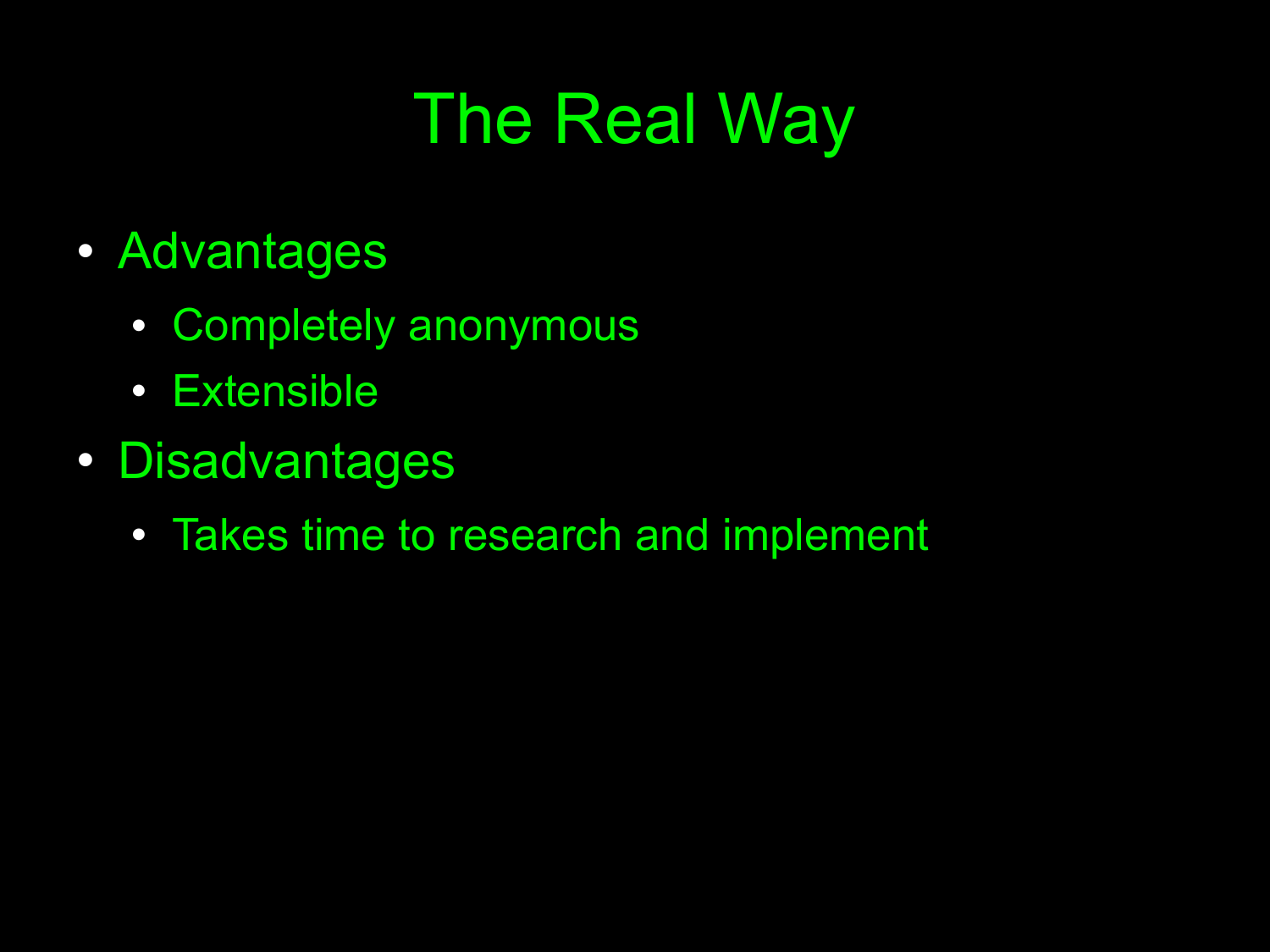# The Real Way

- Advantages
  - Completely anonymous
  - Extensible
- Disadvantages
  - Takes time to research and implement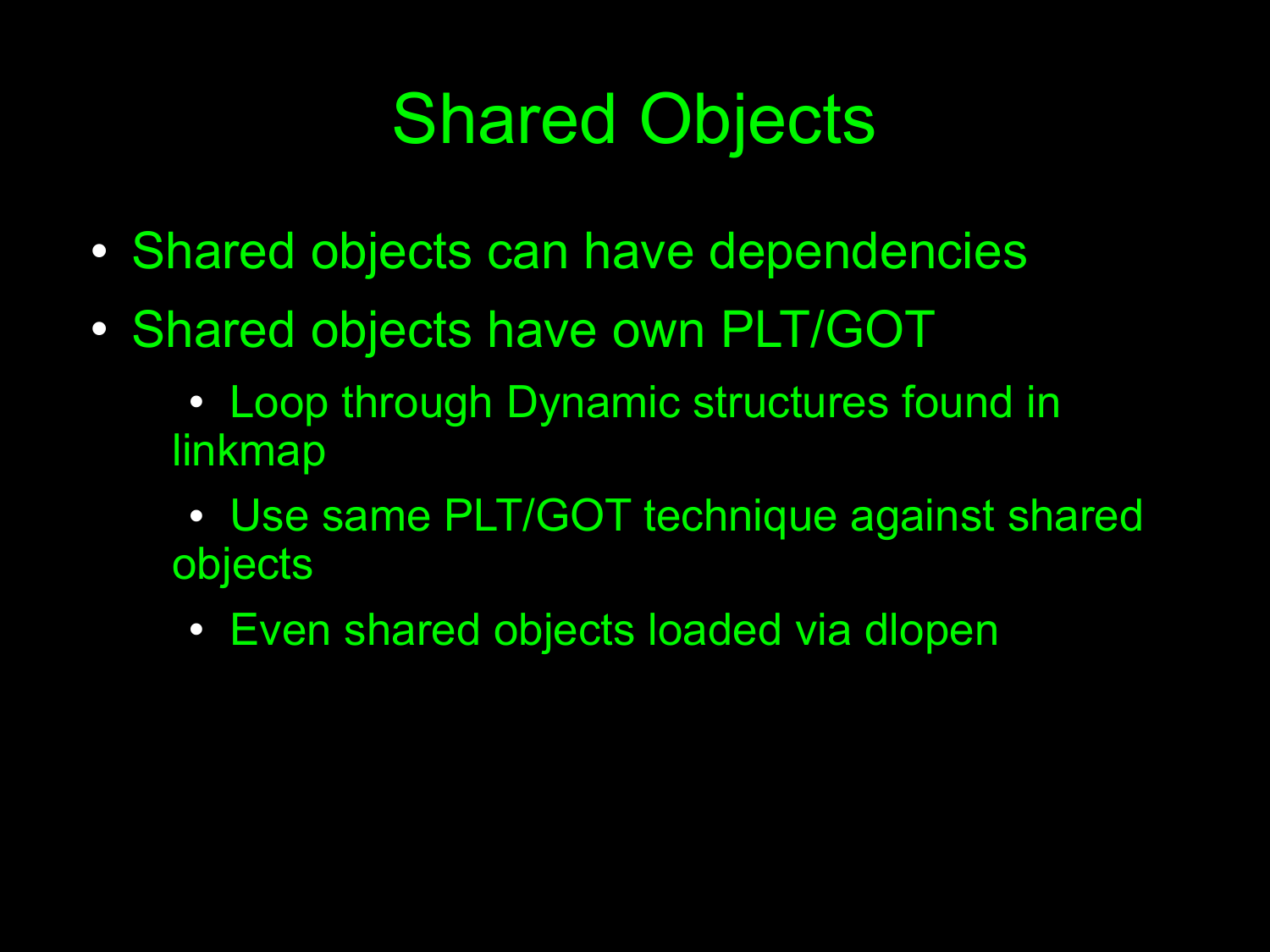# Shared Objects

- Shared objects can have dependencies
- Shared objects have own PLT/GOT
  - Loop through Dynamic structures found in linkmap
  - Use same PLT/GOT technique against shared objects
  - Even shared objects loaded via dlopen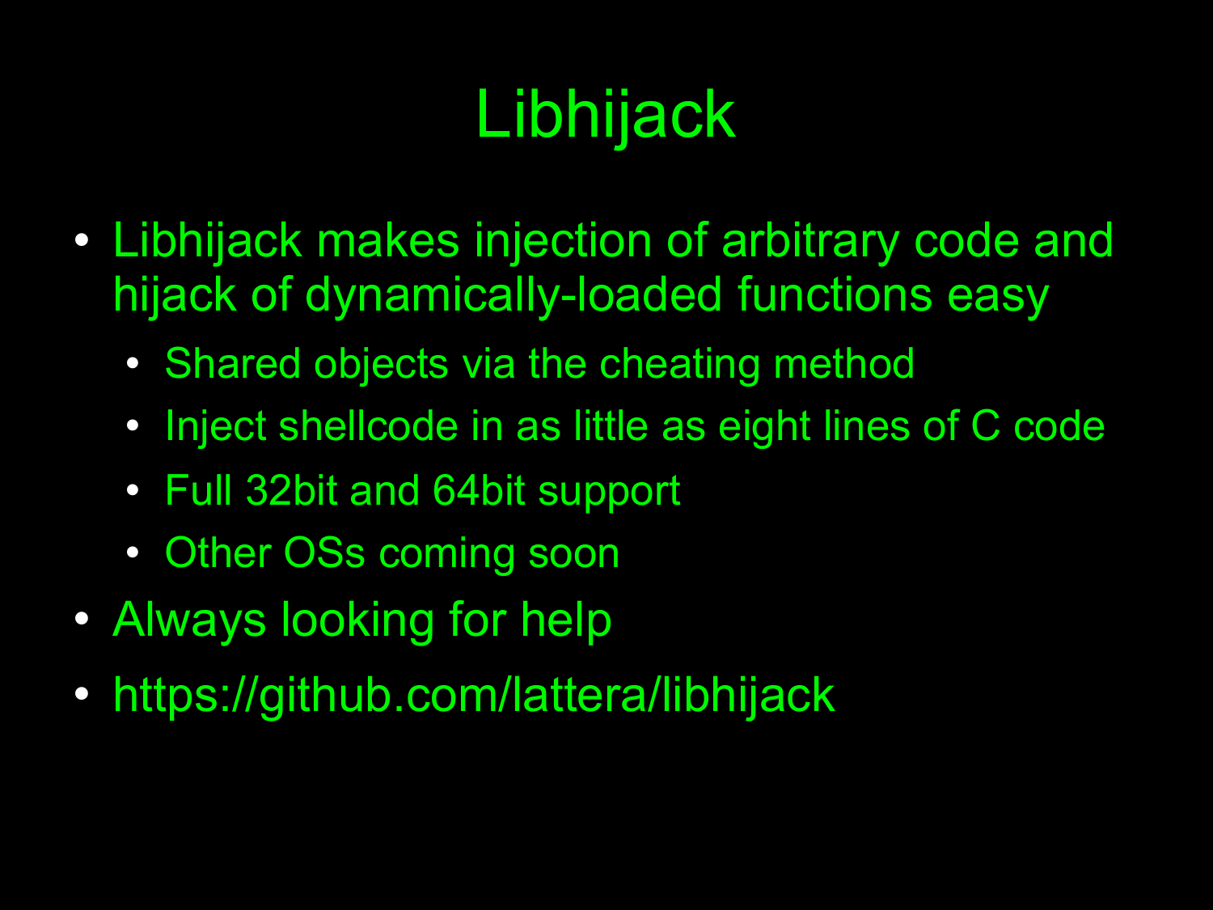# Libhijack

- Libhijack makes injection of arbitrary code and hijack of dynamically-loaded functions easy
  - Shared objects via the cheating method
  - Inject shellcode in as little as eight lines of C code
  - Full 32bit and 64bit support
  - Other OSs coming soon
- Always looking for help
- https://github.com/lattera/libhijack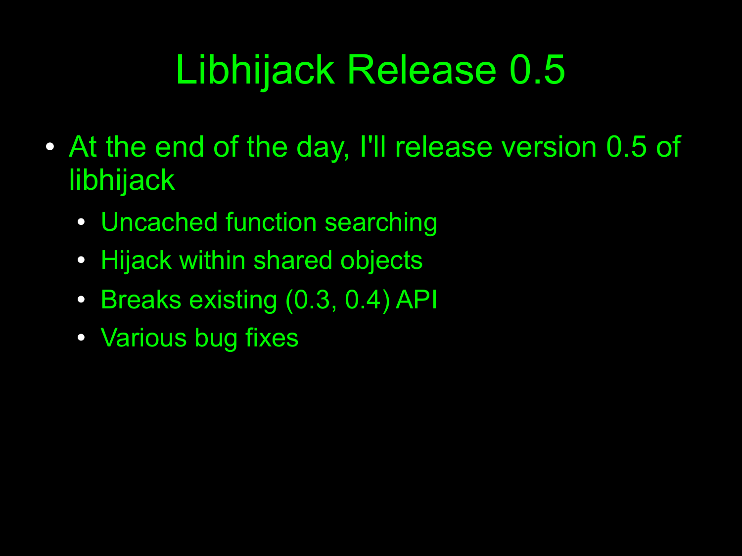# Libhijack Release 0.5

- At the end of the day, I'll release version 0.5 of libhijack
  - Uncached function searching
  - Hijack within shared objects
  - Breaks existing (0.3, 0.4) API
  - Various bug fixes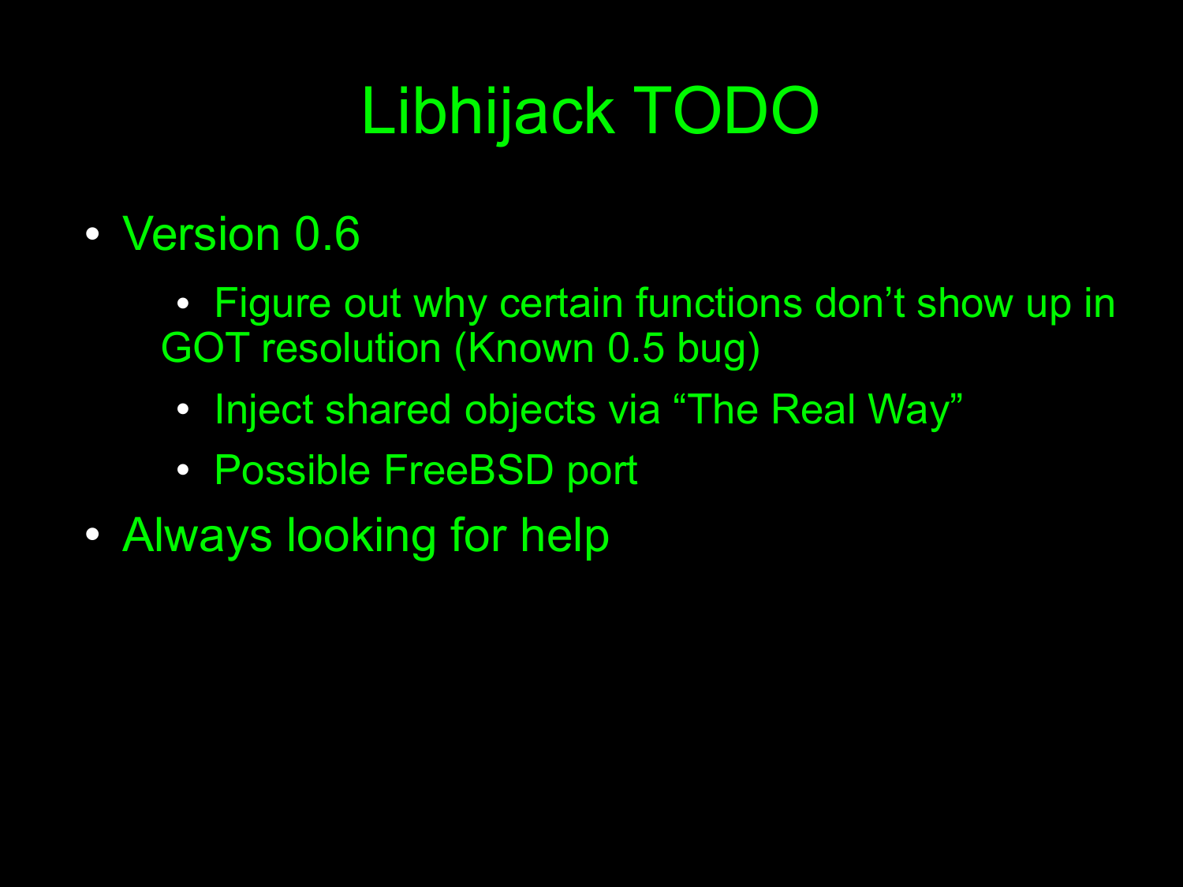# Libhijack TODO

- Version 0.6
  - Figure out why certain functions don't show up in GOT resolution (Known 0.5 bug)
  - Inject shared objects via "The Real Way"
  - Possible FreeBSD port
- Always looking for help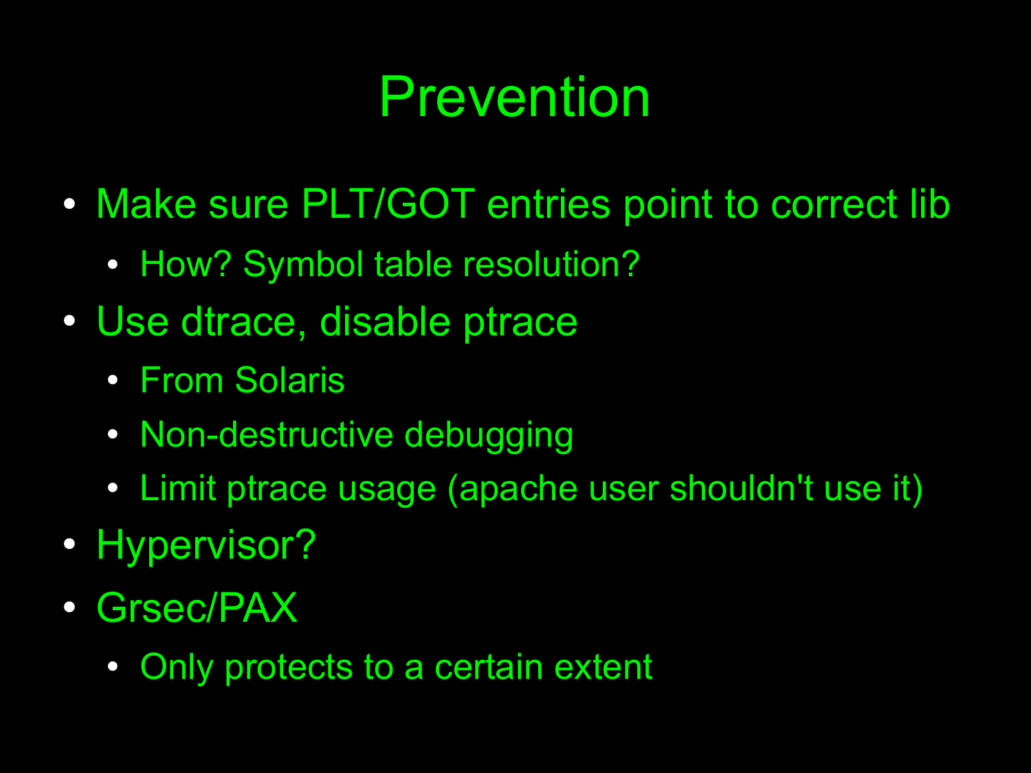# Prevention

- Make sure PLT/GOT entries point to correct lib
  - How? Symbol table resolution?
- Use dtrace, disable ptrace
  - From Solaris
  - Non-destructive debugging
  - Limit ptrace usage (apache user shouldn't use it)
- Hypervisor?
- Grsec/PAX
  - Only protects to a certain extent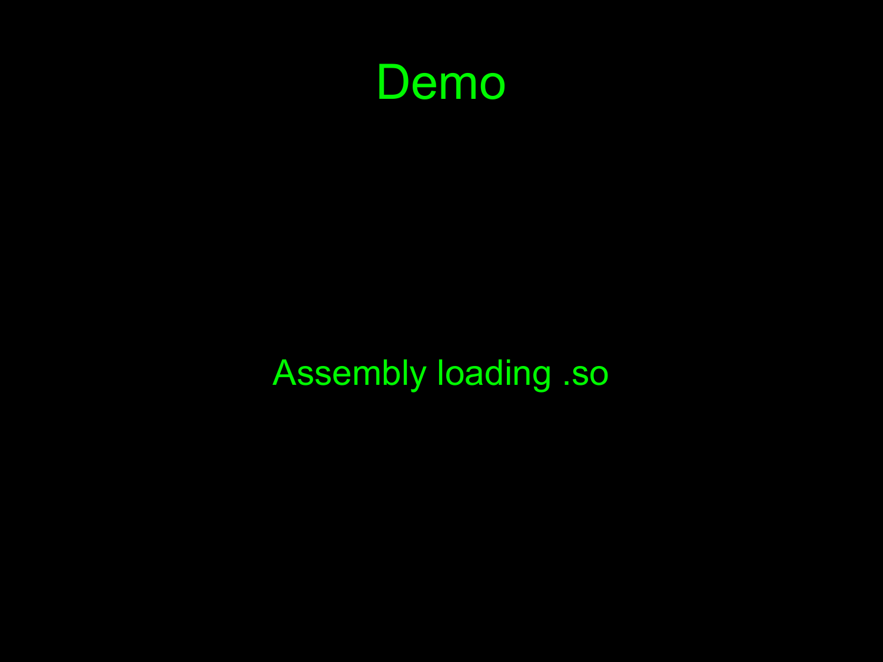# Demo

Assembly loading .so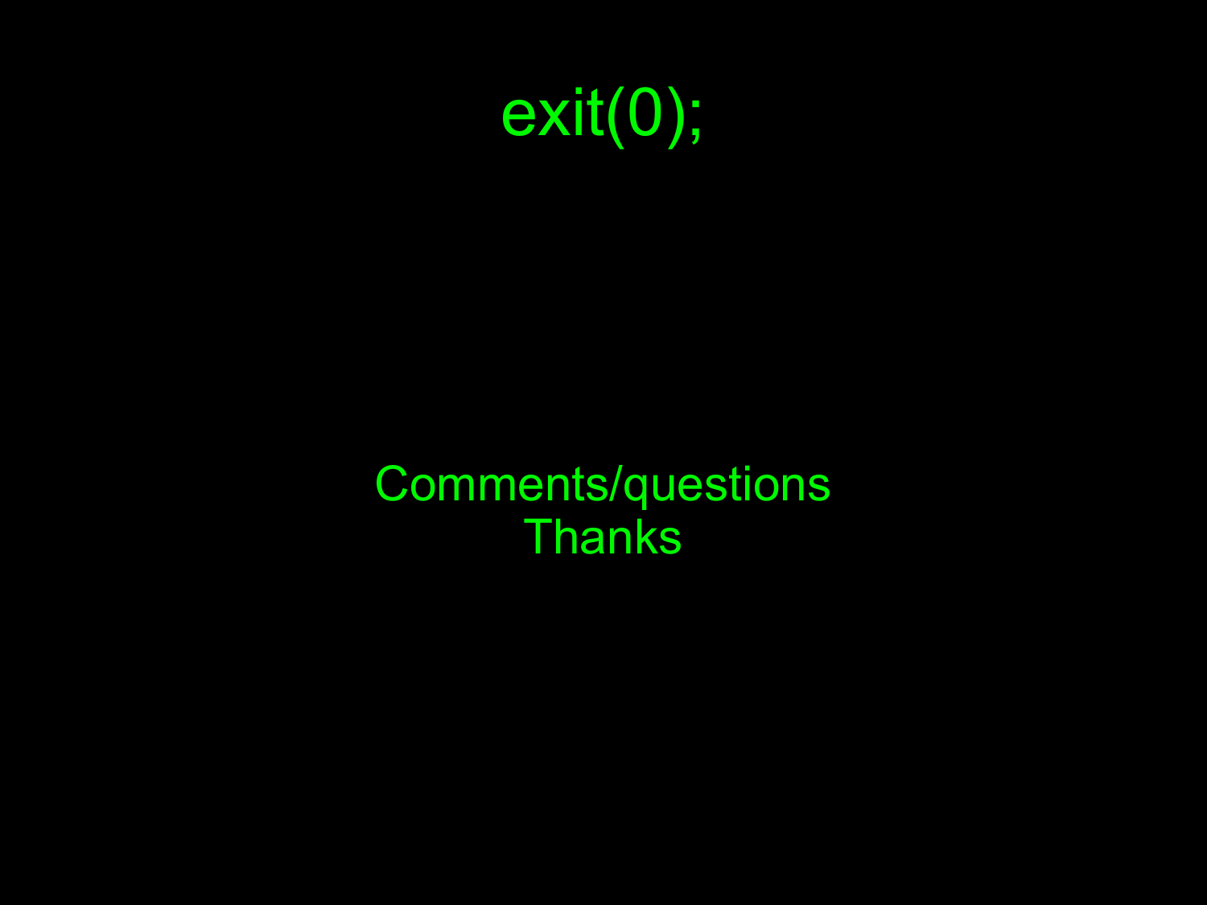# exit(0);

Comments/questions
Thanks